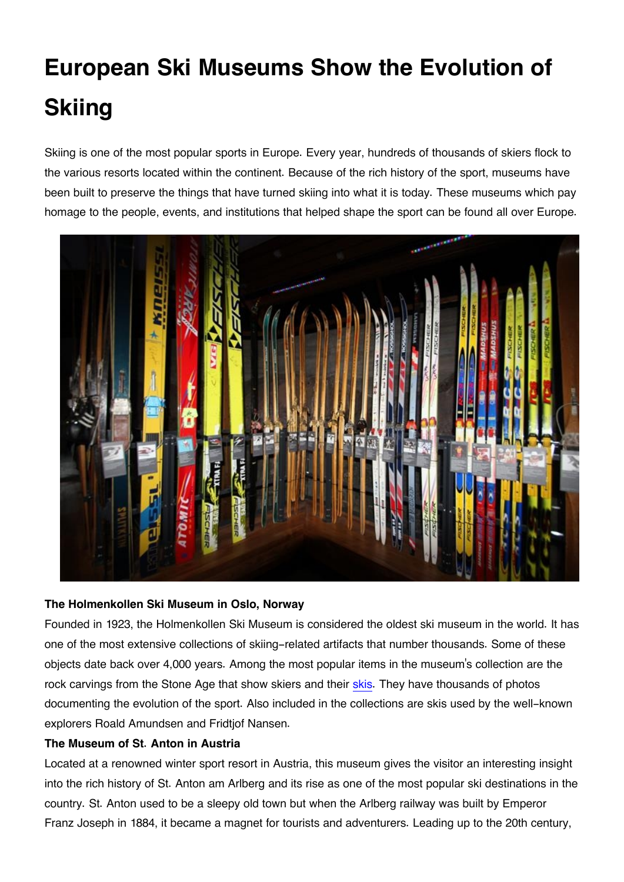# European Ski Museums Show the Evolution of Skiing

Skiing is one of the most popular sports in Europe. Every year, hundreds of thousands of skiers flock to the various resorts located within the continent. Because of the rich history of the sport, museums have been built to preserve the things that have turned skiing into what it is today. These museums which pay homage to the people, events, and institutions that helped shape the sport can be found all over Europe.

**The Holmenkollen Ski Museum in Oslo, Norway**

Founded in 1923, the Holmenkollen Ski Museum is considered the oldest ski museum in the world. It has one of the most extensive collections of skiing-related artifacts that number thousands. Some of these objects date back over 4,000 years. Among the most popular items in the museum's collection are the rock carvings from the Stone Age that show skiers and their skis. They have thousands of photos documenting the evolution of the sport. Also included in the collections are skis used by the well-known explorers Roald Amundsen and Fridtjof Nansen.

**The Museum of St. Anton in Austria**

Located at a renowned winter sport resort in Austria, this museum gives the visitor an interesting insight into the rich history of St. Anton am Arlberg and its rise as one of the most popular ski destinations in the country. St. Anton used to be a sleepy old town but when the Arlberg railway was built by Emperor Franz Joseph in 1884, it became a magnet for tourists and adventurers. Leading up to the 20th century,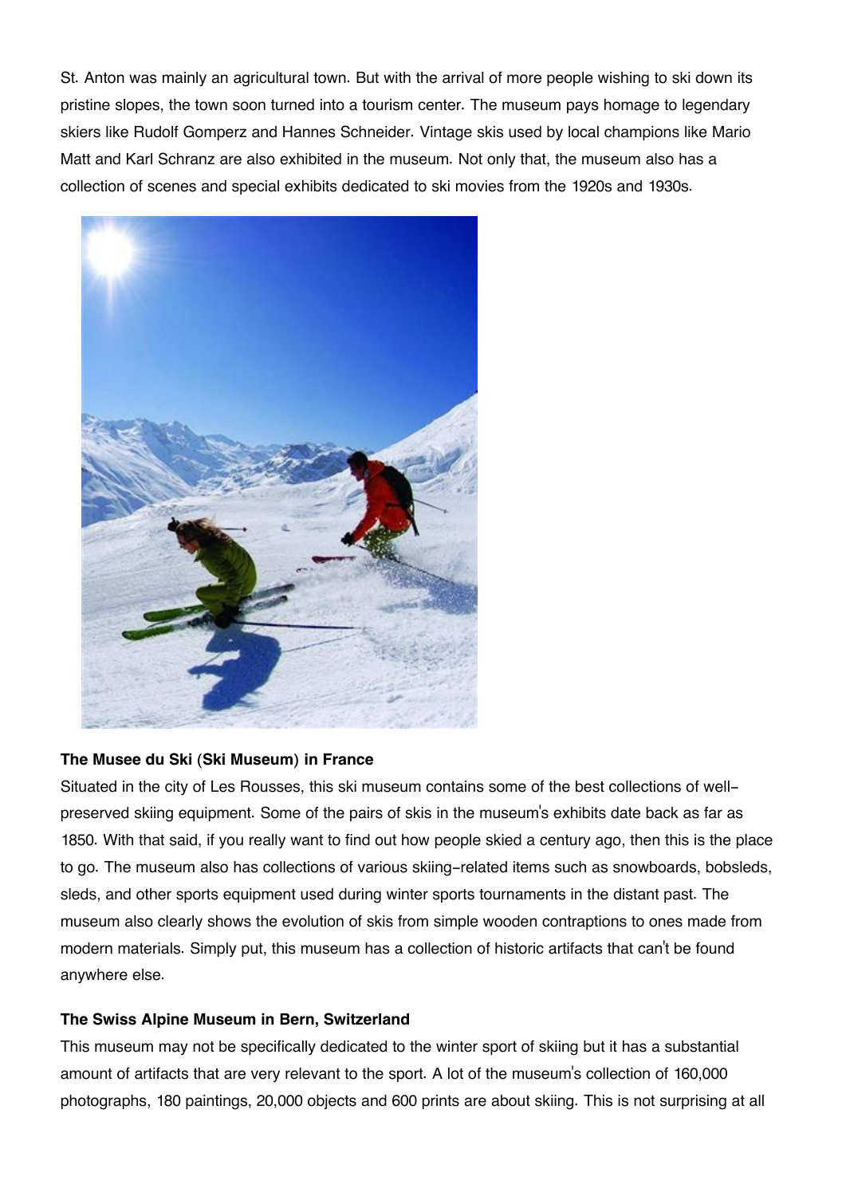St. Anton was mainly an agricultural town. But with the arrival of more people wishing to ski down its pristine slopes, the town soon turned into a tourism center. The museum pays homage to legendary skiers like Rudolf Gomperz and Hannes Schneider. Vintage skis used by local champions like Mario Matt and Karl Schranz are also exhibited in the museum. Not only that, the museum also has a collection of scenes and special exhibits dedicated to ski movies from the 1920s and 1930s.

**The Musee du Ski (Ski Museum) in France**

Situated in the city of Les Rousses, this ski museum contains some of the best collections of well-preserved skiing equipment. Some of the pairs of skis in the museum's exhibits date back as far as 1850. With that said, if you really want to find out how people skied a century ago, then this is the place to go. The museum also has collections of various skiing-related items such as snowboards, bobsleds, sleds, and other sports equipment used during winter sports tournaments in the distant past. The museum also clearly shows the evolution of skis from simple wooden contraptions to ones made from modern materials. Simply put, this museum has a collection of historic artifacts that can't be found anywhere else.

**The Swiss Alpine Museum in Bern, Switzerland**

This museum may not be specifically dedicated to the winter sport of skiing but it has a substantial amount of artifacts that are very relevant to the sport. A lot of the museum's collection of 160,000 photographs, 180 paintings, 20,000 objects and 600 prints are about skiing. This is not surprising at all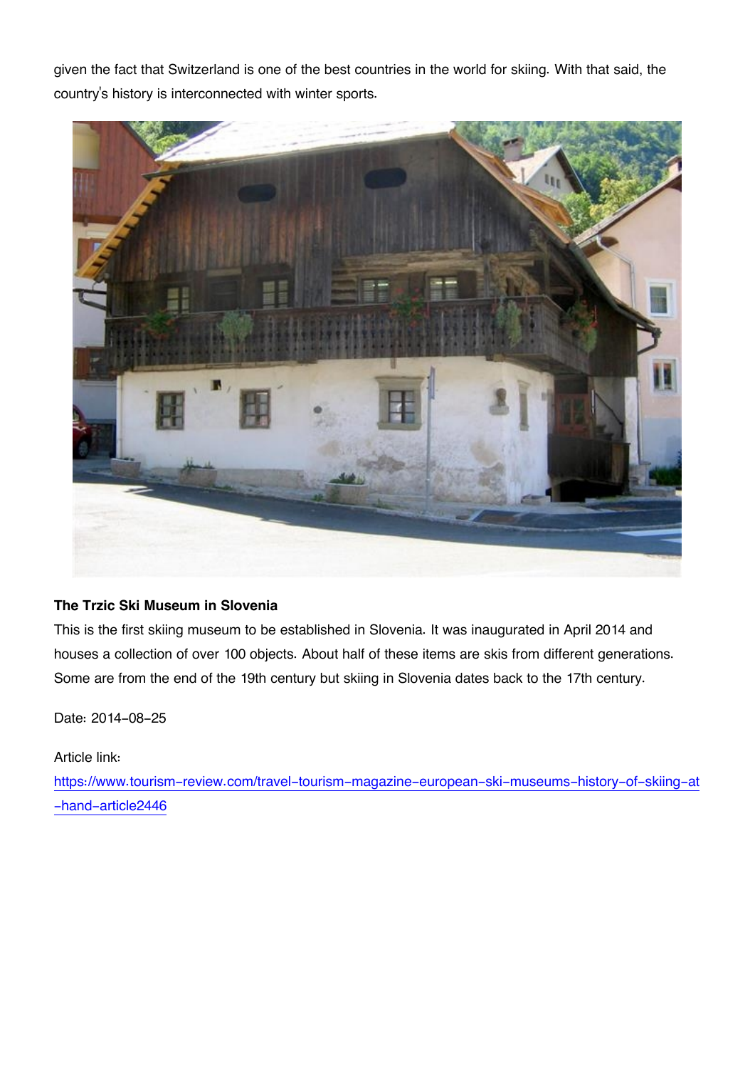given the fact that Switzerland is one of the best countries in the world for skiing. With that said, the country's history is interconnected with winter sports.

**The Trzic Ski Museum in Slovenia**

This is the first skiing museum to be established in Slovenia. It was inaugurated in April 2014 and houses a collection of over 100 objects. About half of these items are skis from different generations. Some are from the end of the 19th century but skiing in Slovenia dates back to the 17th century.

Date: 2014-08-25

Article link:
https://www.tourism-review.com/travel-tourism-magazine-european-ski-museums-history-of-skiing-at-hand-article2446